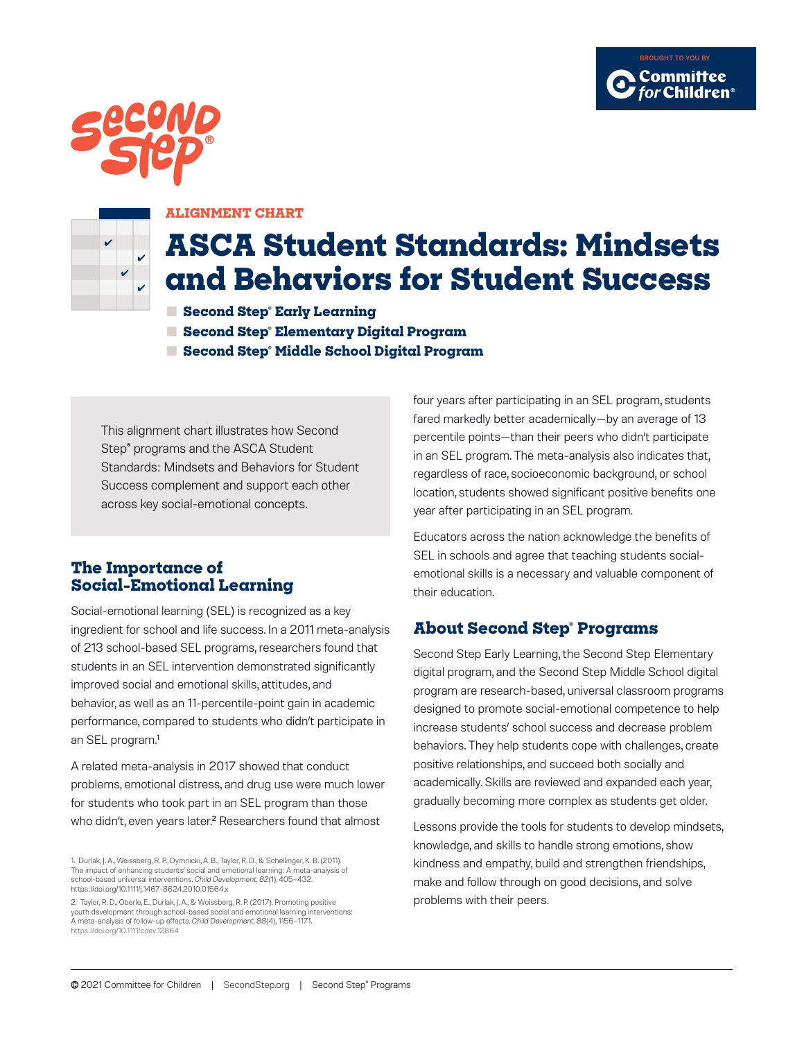BROUGHT TO YOU BY Committee for Children®

Second Step®

ALIGNMENT CHART

# ASCA Student Standards: Mindsets and Behaviors for Student Success

- **Second Step® Early Learning**
- **Second Step® Elementary Digital Program**
- **Second Step® Middle School Digital Program**

This alignment chart illustrates how Second Step® programs and the ASCA Student Standards: Mindsets and Behaviors for Student Success complement and support each other across key social-emotional concepts.

## The Importance of Social-Emotional Learning

Social-emotional learning (SEL) is recognized as a key ingredient for school and life success. In a 2011 meta-analysis of 213 school-based SEL programs, researchers found that students in an SEL intervention demonstrated significantly improved social and emotional skills, attitudes, and behavior, as well as an 11-percentile-point gain in academic performance, compared to students who didn't participate in an SEL program.[1]

A related meta-analysis in 2017 showed that conduct problems, emotional distress, and drug use were much lower for students who took part in an SEL program than those who didn't, even years later.[2] Researchers found that almost four years after participating in an SEL program, students fared markedly better academically—by an average of 13 percentile points—than their peers who didn't participate in an SEL program. The meta-analysis also indicates that, regardless of race, socioeconomic background, or school location, students showed significant positive benefits one year after participating in an SEL program.

Educators across the nation acknowledge the benefits of SEL in schools and agree that teaching students social-emotional skills is a necessary and valuable component of their education.

## About Second Step® Programs

Second Step Early Learning, the Second Step Elementary digital program, and the Second Step Middle School digital program are research-based, universal classroom programs designed to promote social-emotional competence to help increase students' school success and decrease problem behaviors. They help students cope with challenges, create positive relationships, and succeed both socially and academically. Skills are reviewed and expanded each year, gradually becoming more complex as students get older.

Lessons provide the tools for students to develop mindsets, knowledge, and skills to handle strong emotions, show kindness and empathy, build and strengthen friendships, make and follow through on good decisions, and solve problems with their peers.

1. Durlak, J. A., Weissberg, R. P., Dymnicki, A. B., Taylor, R. D., & Schellinger, K. B. (2011). The impact of enhancing students' social and emotional learning: A meta-analysis of school-based universal interventions. *Child Development, 82*(1), 405–432. https://doi.org/10.1111/j.1467-8624.2010.01564.x

2. Taylor, R. D., Oberle, E., Durlak, J. A., & Weissberg, R. P. (2017). Promoting positive youth development through school-based social and emotional learning interventions: A meta-analysis of follow-up effects. *Child Development, 88*(4), 1156–1171. https://doi.org/10.1111/cdev.12864

© 2021 Committee for Children | SecondStep.org | Second Step® Programs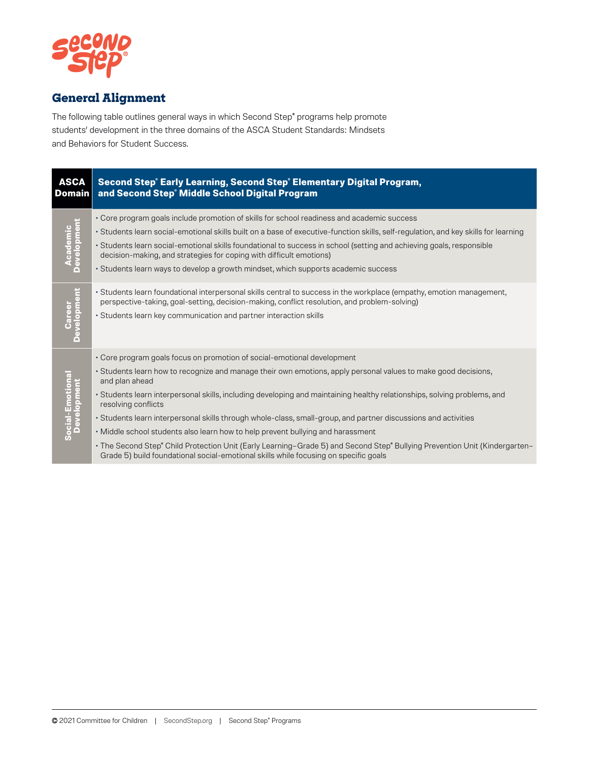## General Alignment

The following table outlines general ways in which Second Step® programs help promote students' development in the three domains of the ASCA Student Standards: Mindsets and Behaviors for Student Success.

| ASCA Domain | Second Step® Early Learning, Second Step® Elementary Digital Program, and Second Step® Middle School Digital Program |
|---|---|
| Academic Development | • Core program goals include promotion of skills for school readiness and academic success<br>• Students learn social-emotional skills built on a base of executive-function skills, self-regulation, and key skills for learning<br>• Students learn social-emotional skills foundational to success in school (setting and achieving goals, responsible decision-making, and strategies for coping with difficult emotions)<br>• Students learn ways to develop a growth mindset, which supports academic success |
| Career Development | • Students learn foundational interpersonal skills central to success in the workplace (empathy, emotion management, perspective-taking, goal-setting, decision-making, conflict resolution, and problem-solving)<br>• Students learn key communication and partner interaction skills |
| Social-Emotional Development | • Core program goals focus on promotion of social-emotional development<br>• Students learn how to recognize and manage their own emotions, apply personal values to make good decisions, and plan ahead<br>• Students learn interpersonal skills, including developing and maintaining healthy relationships, solving problems, and resolving conflicts<br>• Students learn interpersonal skills through whole-class, small-group, and partner discussions and activities<br>• Middle school students also learn how to help prevent bullying and harassment<br>• The Second Step® Child Protection Unit (Early Learning–Grade 5) and Second Step® Bullying Prevention Unit (Kindergarten–Grade 5) build foundational social-emotional skills while focusing on specific goals |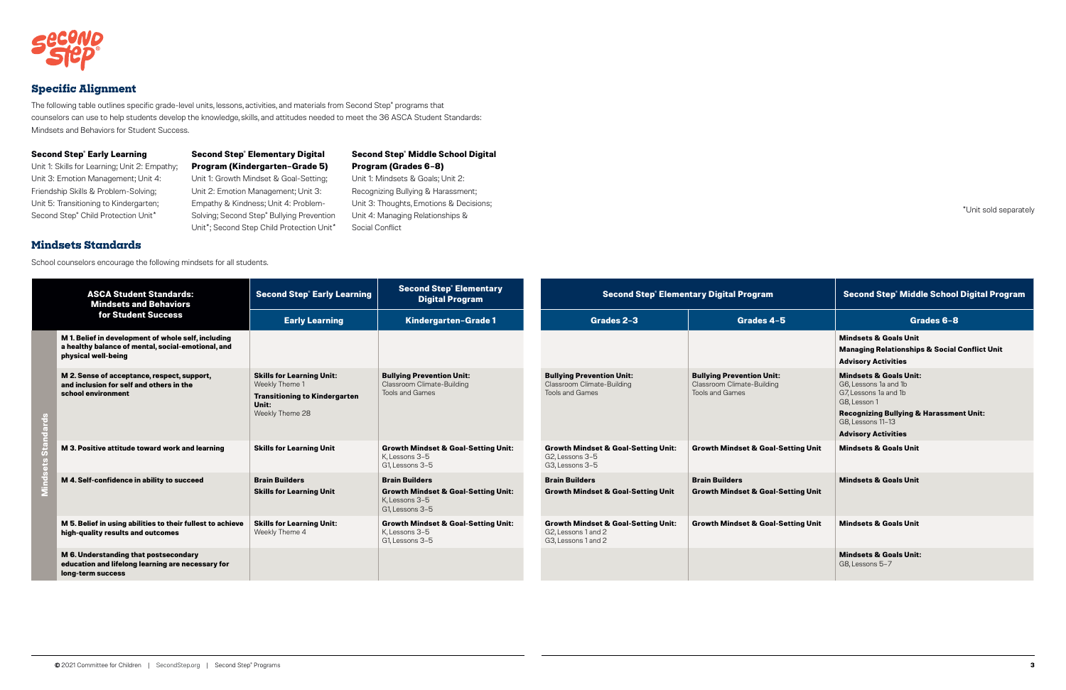## Specific Alignment

The following table outlines specific grade-level units, lessons, activities, and materials from Second Step® programs that counselors can use to help students develop the knowledge, skills, and attitudes needed to meet the 36 ASCA Student Standards: Mindsets and Behaviors for Student Success.

**Second Step® Early Learning**
Unit 1: Skills for Learning; Unit 2: Empathy; Unit 3: Emotion Management; Unit 4: Friendship Skills & Problem-Solving; Unit 5: Transitioning to Kindergarten; Second Step® Child Protection Unit*

**Second Step® Elementary Digital Program (Kindergarten–Grade 5)**
Unit 1: Growth Mindset & Goal-Setting; Unit 2: Emotion Management; Unit 3: Empathy & Kindness; Unit 4: Problem-Solving; Second Step® Bullying Prevention Unit*; Second Step Child Protection Unit*

**Second Step® Middle School Digital Program (Grades 6–8)**
Unit 1: Mindsets & Goals; Unit 2: Recognizing Bullying & Harassment; Unit 3: Thoughts, Emotions & Decisions; Unit 4: Managing Relationships & Social Conflict

*Unit sold separately

## Mindsets Standards

School counselors encourage the following mindsets for all students.

| ASCA Student Standards: Mindsets and Behaviors for Student Success | Second Step® Early Learning | Second Step® Elementary Digital Program | Second Step® Elementary Digital Program | | Second Step® Middle School Digital Program |
|---|---|---|---|---|---|
| | Early Learning | Kindergarten–Grade 1 | Grades 2–3 | Grades 4–5 | Grades 6–8 |
| **M 1. Belief in development of whole self, including a healthy balance of mental, social-emotional, and physical well-being** | | | | | **Mindsets & Goals Unit**<br>**Managing Relationships & Social Conflict Unit**<br>**Advisory Activities** |
| **M 2. Sense of acceptance, respect, support, and inclusion for self and others in the school environment** | **Skills for Learning Unit:** Weekly Theme 1<br>**Transitioning to Kindergarten Unit:** Weekly Theme 28 | **Bullying Prevention Unit:** Classroom Climate-Building Tools and Games | **Bullying Prevention Unit:** Classroom Climate-Building Tools and Games | **Bullying Prevention Unit:** Classroom Climate-Building Tools and Games | **Mindsets & Goals Unit:** G6, Lessons 1a and 1b; G7, Lessons 1a and 1b; G8, Lesson 1<br>**Recognizing Bullying & Harassment Unit:** G8, Lessons 11–13<br>**Advisory Activities** |
| **M 3. Positive attitude toward work and learning** | **Skills for Learning Unit** | **Growth Mindset & Goal-Setting Unit:** K, Lessons 3–5; G1, Lessons 3–5 | **Growth Mindset & Goal-Setting Unit:** G2, Lessons 3–5; G3, Lessons 3–5 | **Growth Mindset & Goal-Setting Unit** | **Mindsets & Goals Unit** |
| **M 4. Self-confidence in ability to succeed** | **Brain Builders**<br>**Skills for Learning Unit** | **Brain Builders**<br>**Growth Mindset & Goal-Setting Unit:** K, Lessons 3–5; G1, Lessons 3–5 | **Brain Builders**<br>**Growth Mindset & Goal-Setting Unit** | **Brain Builders**<br>**Growth Mindset & Goal-Setting Unit** | **Mindsets & Goals Unit** |
| **M 5. Belief in using abilities to their fullest to achieve high-quality results and outcomes** | **Skills for Learning Unit:** Weekly Theme 4 | **Growth Mindset & Goal-Setting Unit:** K, Lessons 3–5; G1, Lessons 3–5 | **Growth Mindset & Goal-Setting Unit:** G2, Lessons 1 and 2; G3, Lessons 1 and 2 | **Growth Mindset & Goal-Setting Unit** | **Mindsets & Goals Unit** |
| **M 6. Understanding that postsecondary education and lifelong learning are necessary for long-term success** | | | | | **Mindsets & Goals Unit:** G8, Lessons 5–7 |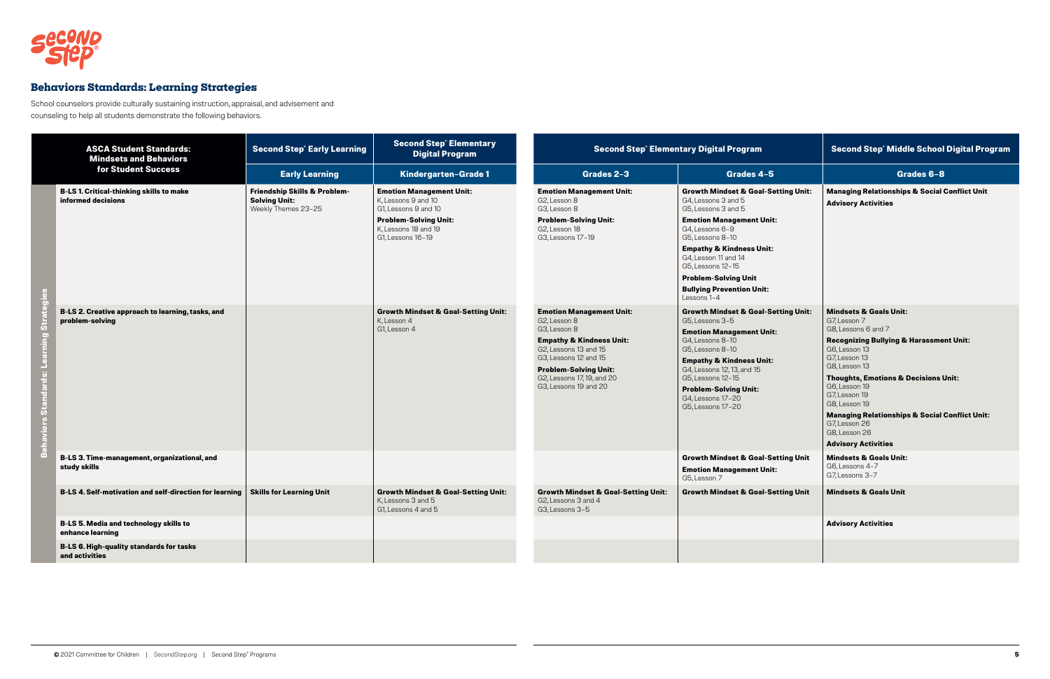## Behaviors Standards: Learning Strategies

School counselors provide culturally sustaining instruction, appraisal, and advisement and counseling to help all students demonstrate the following behaviors.

| ASCA Student Standards: Mindsets and Behaviors for Student Success | Second Step® Early Learning | Second Step® Elementary Digital Program | Second Step® Elementary Digital Program | | Second Step® Middle School Digital Program |
|---|---|---|---|---|---|
| | Early Learning | Kindergarten–Grade 1 | Grades 2–3 | Grades 4–5 | Grades 6–8 |
| **Behaviors Standards: Learning Strategies** | | | | | |
| **B-LS 1. Critical-thinking skills to make informed decisions** | **Friendship Skills & Problem-Solving Unit:** Weekly Themes 23–25 | **Emotion Management Unit:** K, Lessons 9 and 10; G1, Lessons 9 and 10 **Problem-Solving Unit:** K, Lessons 18 and 19; G1, Lessons 16–19 | **Emotion Management Unit:** G2, Lesson 8; G3, Lesson 8 **Problem-Solving Unit:** G2, Lesson 18; G3, Lessons 17–19 | **Growth Mindset & Goal-Setting Unit:** G4, Lessons 3 and 5; G5, Lessons 3 and 5 **Emotion Management Unit:** G4, Lessons 6–9; G5, Lessons 8–10 **Empathy & Kindness Unit:** G4, Lesson 11 and 14; G5, Lessons 12–15 **Problem-Solving Unit** **Bullying Prevention Unit:** Lessons 1–4 | **Managing Relationships & Social Conflict Unit** **Advisory Activities** |
| **B-LS 2. Creative approach to learning, tasks, and problem-solving** | | **Growth Mindset & Goal-Setting Unit:** K, Lesson 4; G1, Lesson 4 | **Emotion Management Unit:** G2, Lesson 8; G3, Lesson 8 **Empathy & Kindness Unit:** G2, Lessons 13 and 15; G3, Lessons 12 and 15 **Problem-Solving Unit:** G2, Lessons 17, 19, and 20; G3, Lessons 19 and 20 | **Growth Mindset & Goal-Setting Unit:** G5, Lessons 3–5 **Emotion Management Unit:** G4, Lessons 8–10; G5, Lessons 8–10 **Empathy & Kindness Unit:** G4, Lessons 12, 13, and 15; G5, Lessons 12–15 **Problem-Solving Unit:** G4, Lessons 17–20; G5, Lessons 17–20 | **Mindsets & Goals Unit:** G7, Lesson 7; G8, Lessons 6 and 7 **Recognizing Bullying & Harassment Unit:** G6, Lesson 13; G7, Lesson 13; G8, Lesson 13 **Thoughts, Emotions & Decisions Unit:** G6, Lesson 19; G7, Lesson 19; G8, Lesson 19 **Managing Relationships & Social Conflict Unit:** G7, Lesson 26; G8, Lesson 26 **Advisory Activities** |
| **B-LS 3. Time-management, organizational, and study skills** | | | | **Growth Mindset & Goal-Setting Unit** **Emotion Management Unit:** G5, Lesson 7 | **Mindsets & Goals Unit:** G6, Lessons 4–7; G7, Lessons 3–7 |
| **B-LS 4. Self-motivation and self-direction for learning** | **Skills for Learning Unit** | **Growth Mindset & Goal-Setting Unit:** K, Lessons 3 and 5; G1, Lessons 4 and 5 | **Growth Mindset & Goal-Setting Unit:** G2, Lessons 3 and 4; G3, Lessons 3–5 | **Growth Mindset & Goal-Setting Unit** | **Mindsets & Goals Unit** |
| **B-LS 5. Media and technology skills to enhance learning** | | | | | **Advisory Activities** |
| **B-LS 6. High-quality standards for tasks and activities** | | | | | |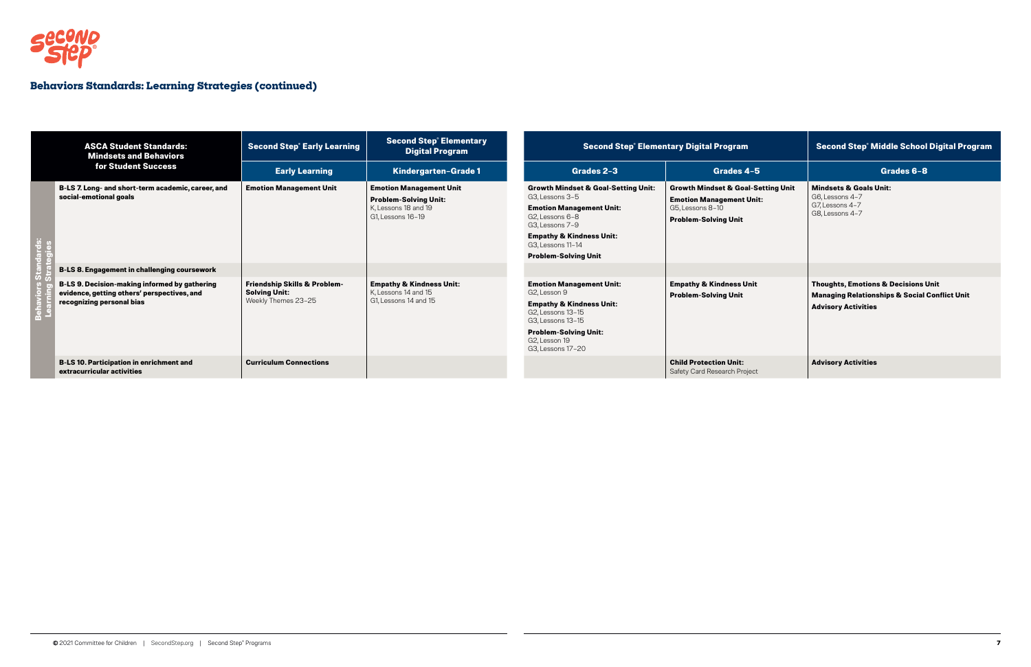## Behaviors Standards: Learning Strategies (continued)

| | ASCA Student Standards: Mindsets and Behaviors for Student Success | Second Step® Early Learning | Second Step® Elementary Digital Program | Second Step® Elementary Digital Program | | Second Step® Middle School Digital Program |
|---|---|---|---|---|---|---|
| | | Early Learning | Kindergarten–Grade 1 | Grades 2–3 | Grades 4–5 | Grades 6–8 |
| Behaviors Standards: Learning Strategies | **B-LS 7. Long- and short-term academic, career, and social-emotional goals** | **Emotion Management Unit** | **Emotion Management Unit** <br> **Problem-Solving Unit:** K, Lessons 18 and 19 G1, Lessons 16–19 | **Growth Mindset & Goal-Setting Unit:** G3, Lessons 3–5 <br> **Emotion Management Unit:** G2, Lessons 6–8 G3, Lessons 7–9 <br> **Empathy & Kindness Unit:** G3, Lessons 11–14 <br> **Problem-Solving Unit** | **Growth Mindset & Goal-Setting Unit** <br> **Emotion Management Unit:** G5, Lessons 8–10 <br> **Problem-Solving Unit** | **Mindsets & Goals Unit:** G6, Lessons 4–7 G7, Lessons 4–7 G8, Lessons 4–7 |
| | **B-LS 8. Engagement in challenging coursework** | | | | | |
| | **B-LS 9. Decision-making informed by gathering evidence, getting others' perspectives, and recognizing personal bias** | **Friendship Skills & Problem-Solving Unit:** Weekly Themes 23–25 | **Empathy & Kindness Unit:** K, Lessons 14 and 15 G1, Lessons 14 and 15 | **Emotion Management Unit:** G2, Lesson 9 <br> **Empathy & Kindness Unit:** G2, Lessons 13–15 G3, Lessons 13–15 <br> **Problem-Solving Unit:** G2, Lesson 19 G3, Lessons 17–20 | **Empathy & Kindness Unit** <br> **Problem-Solving Unit** | **Thoughts, Emotions & Decisions Unit** <br> **Managing Relationships & Social Conflict Unit** <br> **Advisory Activities** |
| | **B-LS 10. Participation in enrichment and extracurricular activities** | **Curriculum Connections** | | | **Child Protection Unit:** Safety Card Research Project | **Advisory Activities** |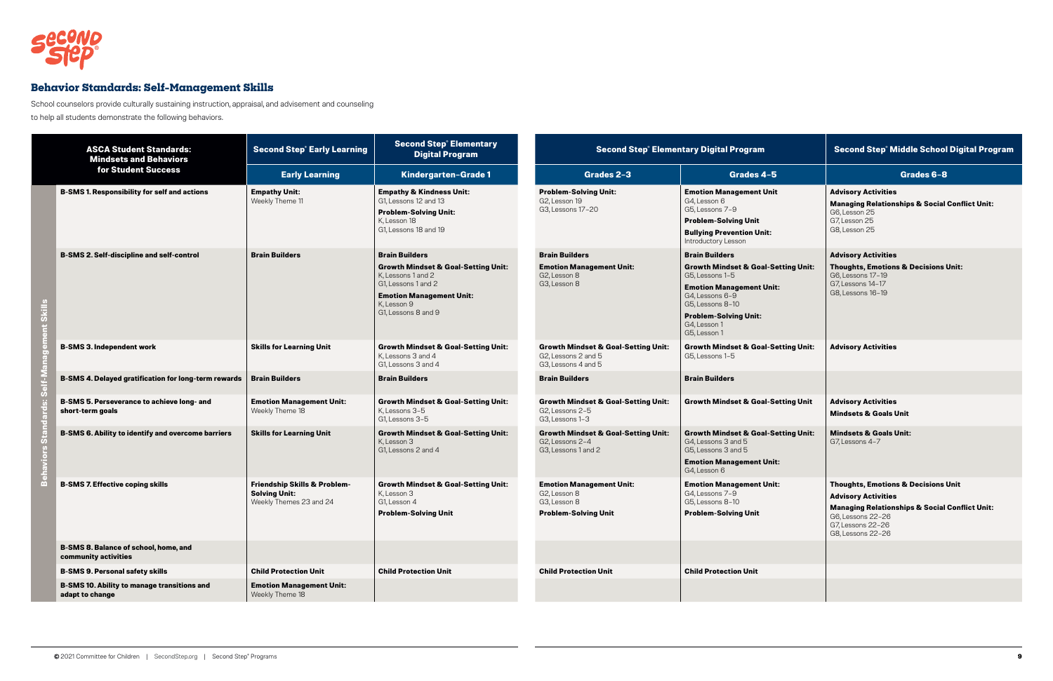## Behavior Standards: Self-Management Skills

School counselors provide culturally sustaining instruction, appraisal, and advisement and counseling to help all students demonstrate the following behaviors.

| ASCA Student Standards: Mindsets and Behaviors for Student Success | Second Step® Early Learning | Second Step® Elementary Digital Program | Second Step® Elementary Digital Program | | Second Step® Middle School Digital Program |
|---|---|---|---|---|---|
| | Early Learning | Kindergarten–Grade 1 | Grades 2–3 | Grades 4–5 | Grades 6–8 |
| **B-SMS 1. Responsibility for self and actions** | **Empathy Unit:** Weekly Theme 11 | **Empathy & Kindness Unit:** G1, Lessons 12 and 13 **Problem-Solving Unit:** K, Lesson 18 G1, Lessons 18 and 19 | **Problem-Solving Unit:** G2, Lesson 19 G3, Lessons 17–20 | **Emotion Management Unit** G4, Lesson 6 G5, Lessons 7–9 **Problem-Solving Unit** **Bullying Prevention Unit:** Introductory Lesson | **Advisory Activities** **Managing Relationships & Social Conflict Unit:** G6, Lesson 25 G7, Lesson 25 G8, Lesson 25 |
| **B-SMS 2. Self-discipline and self-control** | **Brain Builders** | **Brain Builders** **Growth Mindset & Goal-Setting Unit:** K, Lessons 1 and 2 G1, Lessons 1 and 2 **Emotion Management Unit:** K, Lesson 9 G1, Lessons 8 and 9 | **Brain Builders** **Emotion Management Unit:** G2, Lesson 8 G3, Lesson 8 | **Brain Builders** **Growth Mindset & Goal-Setting Unit:** G5, Lessons 1–5 **Emotion Management Unit:** G4, Lessons 6–9 G5, Lessons 8–10 **Problem-Solving Unit:** G4, Lesson 1 G5, Lesson 1 | **Advisory Activities** **Thoughts, Emotions & Decisions Unit:** G6, Lessons 17–19 G7, Lessons 14–17 G8, Lessons 16–19 |
| **B-SMS 3. Independent work** | **Skills for Learning Unit** | **Growth Mindset & Goal-Setting Unit:** K, Lessons 3 and 4 G1, Lessons 3 and 4 | **Growth Mindset & Goal-Setting Unit:** G2, Lessons 2 and 5 G3, Lessons 4 and 5 | **Growth Mindset & Goal-Setting Unit:** G5, Lessons 1–5 | **Advisory Activities** |
| **B-SMS 4. Delayed gratification for long-term rewards** | **Brain Builders** | **Brain Builders** | **Brain Builders** | **Brain Builders** | |
| **B-SMS 5. Perseverance to achieve long- and short-term goals** | **Emotion Management Unit:** Weekly Theme 18 | **Growth Mindset & Goal-Setting Unit:** K, Lessons 3–5 G1, Lessons 3–5 | **Growth Mindset & Goal-Setting Unit:** G2, Lessons 2–5 G3, Lessons 1–3 | **Growth Mindset & Goal-Setting Unit** | **Advisory Activities** **Mindsets & Goals Unit** |
| **B-SMS 6. Ability to identify and overcome barriers** | **Skills for Learning Unit** | **Growth Mindset & Goal-Setting Unit:** K, Lesson 3 G1, Lessons 2 and 4 | **Growth Mindset & Goal-Setting Unit:** G2, Lessons 2–4 G3, Lessons 1 and 2 | **Growth Mindset & Goal-Setting Unit:** G4, Lessons 3 and 5 G5, Lessons 3 and 5 **Emotion Management Unit:** G4, Lesson 6 | **Mindsets & Goals Unit:** G7, Lessons 4–7 |
| **B-SMS 7. Effective coping skills** | **Friendship Skills & Problem-Solving Unit:** Weekly Themes 23 and 24 | **Growth Mindset & Goal-Setting Unit:** K, Lesson 3 G1, Lesson 4 **Problem-Solving Unit** | **Emotion Management Unit:** G2, Lesson 8 G3, Lesson 8 **Problem-Solving Unit** | **Emotion Management Unit:** G4, Lessons 7–9 G5, Lessons 8–10 **Problem-Solving Unit** | **Thoughts, Emotions & Decisions Unit** **Advisory Activities** **Managing Relationships & Social Conflict Unit:** G6, Lessons 22–26 G7, Lessons 22–26 G8, Lessons 22–26 |
| **B-SMS 8. Balance of school, home, and community activities** | | | | | |
| **B-SMS 9. Personal safety skills** | **Child Protection Unit** | **Child Protection Unit** | **Child Protection Unit** | **Child Protection Unit** | |
| **B-SMS 10. Ability to manage transitions and adapt to change** | **Emotion Management Unit:** Weekly Theme 18 | | | | |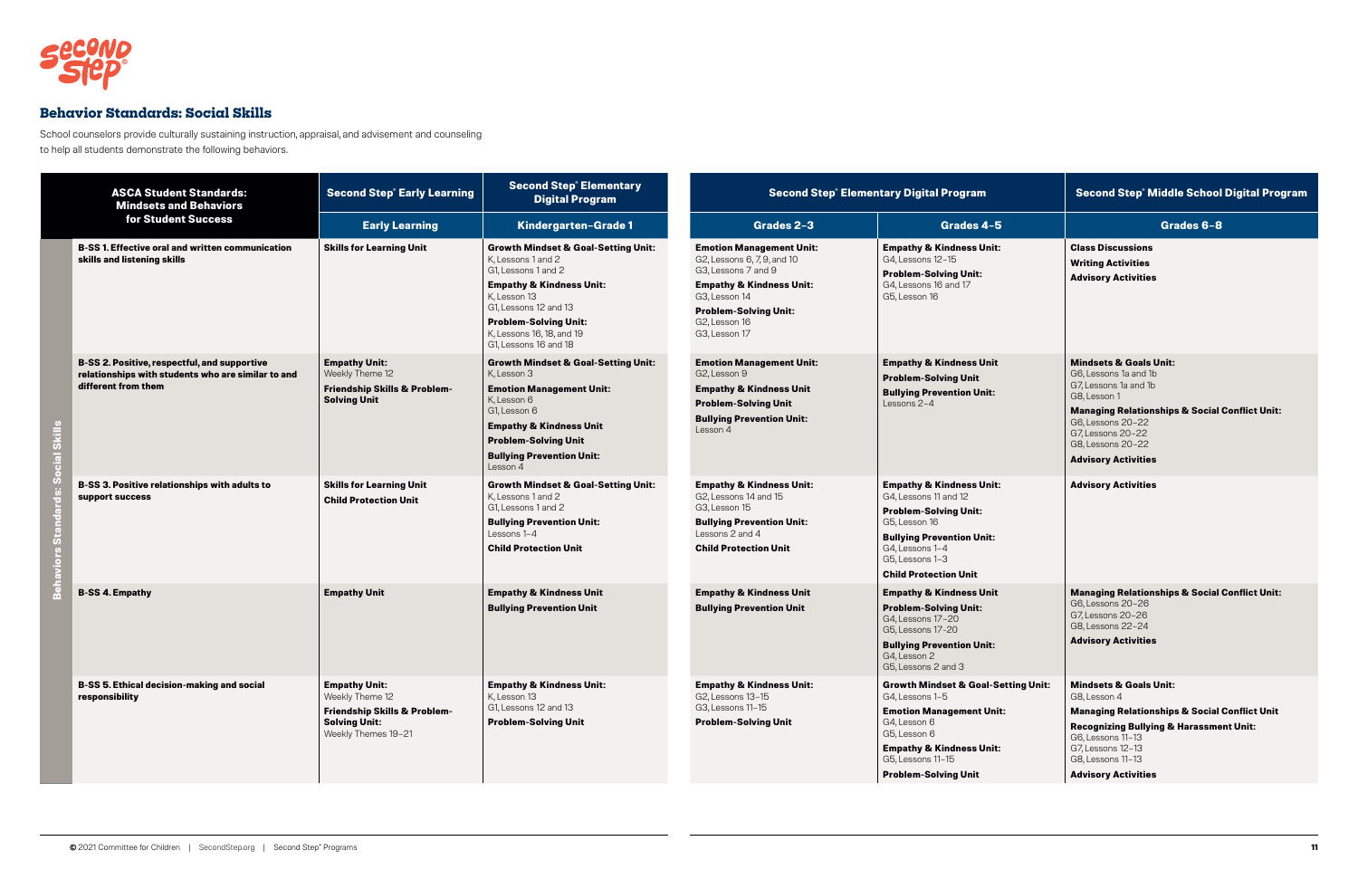## Behavior Standards: Social Skills

School counselors provide culturally sustaining instruction, appraisal, and advisement and counseling to help all students demonstrate the following behaviors.

| ASCA Student Standards: Mindsets and Behaviors for Student Success | Second Step® Early Learning | Second Step® Elementary Digital Program | Second Step® Elementary Digital Program | | Second Step® Middle School Digital Program |
|---|---|---|---|---|---|
| | **Early Learning** | **Kindergarten–Grade 1** | **Grades 2–3** | **Grades 4–5** | **Grades 6–8** |
| **Behaviors Standards: Social Skills** | | | | | |
| **B-SS 1. Effective oral and written communication skills and listening skills** | **Skills for Learning Unit** | **Growth Mindset & Goal-Setting Unit:** K, Lessons 1 and 2; G1, Lessons 1 and 2<br>**Empathy & Kindness Unit:** K, Lesson 13; G1, Lessons 12 and 13<br>**Problem-Solving Unit:** K, Lessons 16, 18, and 19; G1, Lessons 16 and 18 | **Emotion Management Unit:** G2, Lessons 6, 7, 9, and 10; G3, Lessons 7 and 9<br>**Empathy & Kindness Unit:** G3, Lesson 14<br>**Problem-Solving Unit:** G2, Lesson 16; G3, Lesson 17 | **Empathy & Kindness Unit:** G4, Lessons 12–15<br>**Problem-Solving Unit:** G4, Lessons 16 and 17; G5, Lesson 16 | **Class Discussions**<br>**Writing Activities**<br>**Advisory Activities** |
| **B-SS 2. Positive, respectful, and supportive relationships with students who are similar to and different from them** | **Empathy Unit:** Weekly Theme 12<br>**Friendship Skills & Problem-Solving Unit** | **Growth Mindset & Goal-Setting Unit:** K, Lesson 3<br>**Emotion Management Unit:** K, Lesson 6; G1, Lesson 6<br>**Empathy & Kindness Unit**<br>**Problem-Solving Unit**<br>**Bullying Prevention Unit:** Lesson 4 | **Emotion Management Unit:** G2, Lesson 9<br>**Empathy & Kindness Unit**<br>**Problem-Solving Unit**<br>**Bullying Prevention Unit:** Lesson 4 | **Empathy & Kindness Unit**<br>**Problem-Solving Unit**<br>**Bullying Prevention Unit:** Lessons 2–4 | **Mindsets & Goals Unit:** G6, Lessons 1a and 1b; G7, Lessons 1a and 1b; G8, Lesson 1<br>**Managing Relationships & Social Conflict Unit:** G6, Lessons 20–22; G7, Lessons 20–22; G8, Lessons 20–22<br>**Advisory Activities** |
| **B-SS 3. Positive relationships with adults to support success** | **Skills for Learning Unit**<br>**Child Protection Unit** | **Growth Mindset & Goal-Setting Unit:** K, Lessons 1 and 2; G1, Lessons 1 and 2<br>**Bullying Prevention Unit:** Lessons 1–4<br>**Child Protection Unit** | **Empathy & Kindness Unit:** G2, Lessons 14 and 15; G3, Lesson 15<br>**Bullying Prevention Unit:** Lessons 2 and 4<br>**Child Protection Unit** | **Empathy & Kindness Unit:** G4, Lessons 11 and 12<br>**Problem-Solving Unit:** G5, Lesson 16<br>**Bullying Prevention Unit:** G4, Lessons 1–4; G5, Lessons 1–3<br>**Child Protection Unit** | **Advisory Activities** |
| **B-SS 4. Empathy** | **Empathy Unit** | **Empathy & Kindness Unit**<br>**Bullying Prevention Unit** | **Empathy & Kindness Unit**<br>**Bullying Prevention Unit** | **Empathy & Kindness Unit**<br>**Problem-Solving Unit:** G4, Lessons 17–20; G5, Lessons 17–20<br>**Bullying Prevention Unit:** G4, Lesson 2; G5, Lessons 2 and 3 | **Managing Relationships & Social Conflict Unit:** G6, Lessons 20–26; G7, Lessons 20–26; G8, Lessons 22–24<br>**Advisory Activities** |
| **B-SS 5. Ethical decision-making and social responsibility** | **Empathy Unit:** Weekly Theme 12<br>**Friendship Skills & Problem-Solving Unit:** Weekly Themes 19–21 | **Empathy & Kindness Unit:** K, Lesson 13; G1, Lessons 12 and 13<br>**Problem-Solving Unit** | **Empathy & Kindness Unit:** G2, Lessons 13–15; G3, Lessons 11–15<br>**Problem-Solving Unit** | **Growth Mindset & Goal-Setting Unit:** G4, Lessons 1–5<br>**Emotion Management Unit:** G4, Lesson 6; G5, Lesson 6<br>**Empathy & Kindness Unit:** G5, Lessons 11–15<br>**Problem-Solving Unit** | **Mindsets & Goals Unit:** G8, Lesson 4<br>**Managing Relationships & Social Conflict Unit**<br>**Recognizing Bullying & Harassment Unit:** G6, Lessons 11–13; G7, Lessons 12–13; G8, Lessons 11–13<br>**Advisory Activities** |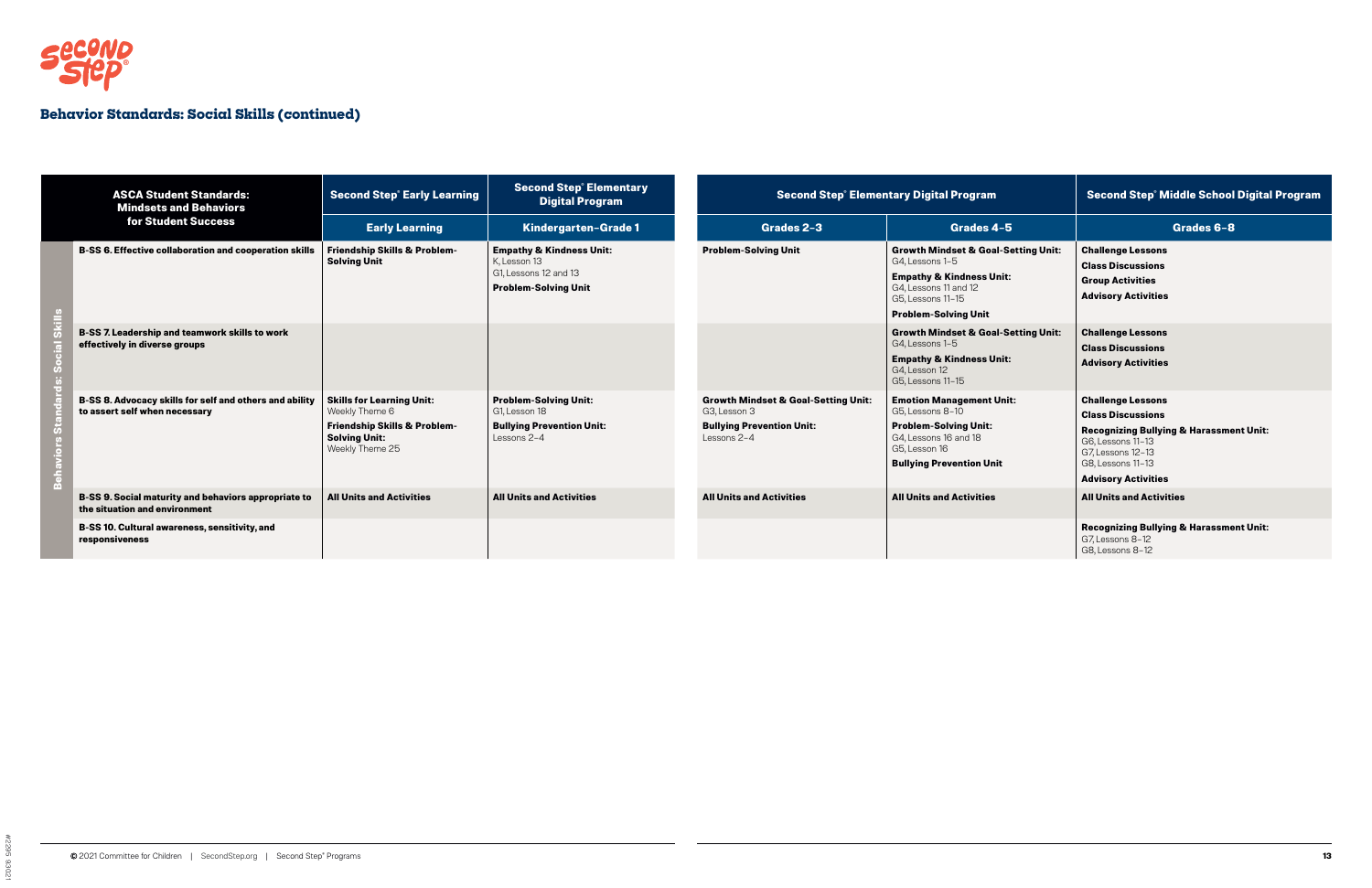## Behavior Standards: Social Skills (continued)

| ASCA Student Standards: Mindsets and Behaviors for Student Success | Second Step® Early Learning | Second Step® Elementary Digital Program | Second Step® Elementary Digital Program | | Second Step® Middle School Digital Program |
|---|---|---|---|---|---|
| | Early Learning | Kindergarten–Grade 1 | Grades 2–3 | Grades 4–5 | Grades 6–8 |
| **B-SS 6. Effective collaboration and cooperation skills** | **Friendship Skills & Problem-Solving Unit** | **Empathy & Kindness Unit:** K, Lesson 13; G1, Lessons 12 and 13 **Problem-Solving Unit** | **Problem-Solving Unit** | **Growth Mindset & Goal-Setting Unit:** G4, Lessons 1–5 **Empathy & Kindness Unit:** G4, Lessons 11 and 12; G5, Lessons 11–15 **Problem-Solving Unit** | **Challenge Lessons** **Class Discussions** **Group Activities** **Advisory Activities** |
| **B-SS 7. Leadership and teamwork skills to work effectively in diverse groups** | | | | **Growth Mindset & Goal-Setting Unit:** G4, Lessons 1–5 **Empathy & Kindness Unit:** G4, Lesson 12; G5, Lessons 11–15 | **Challenge Lessons** **Class Discussions** **Advisory Activities** |
| **B-SS 8. Advocacy skills for self and others and ability to assert self when necessary** | **Skills for Learning Unit:** Weekly Theme 6 **Friendship Skills & Problem-Solving Unit:** Weekly Theme 25 | **Problem-Solving Unit:** G1, Lesson 18 **Bullying Prevention Unit:** Lessons 2–4 | **Growth Mindset & Goal-Setting Unit:** G3, Lesson 3 **Bullying Prevention Unit:** Lessons 2–4 | **Emotion Management Unit:** G5, Lessons 8–10 **Problem-Solving Unit:** G4, Lessons 16 and 18; G5, Lesson 16 **Bullying Prevention Unit** | **Challenge Lessons** **Class Discussions** **Recognizing Bullying & Harassment Unit:** G6, Lessons 11–13; G7, Lessons 12–13; G8, Lessons 11–13 **Advisory Activities** |
| **B-SS 9. Social maturity and behaviors appropriate to the situation and environment** | **All Units and Activities** | **All Units and Activities** | **All Units and Activities** | **All Units and Activities** | **All Units and Activities** |
| **B-SS 10. Cultural awareness, sensitivity, and responsiveness** | | | | | **Recognizing Bullying & Harassment Unit:** G7, Lessons 8–12; G8, Lessons 8–12 |